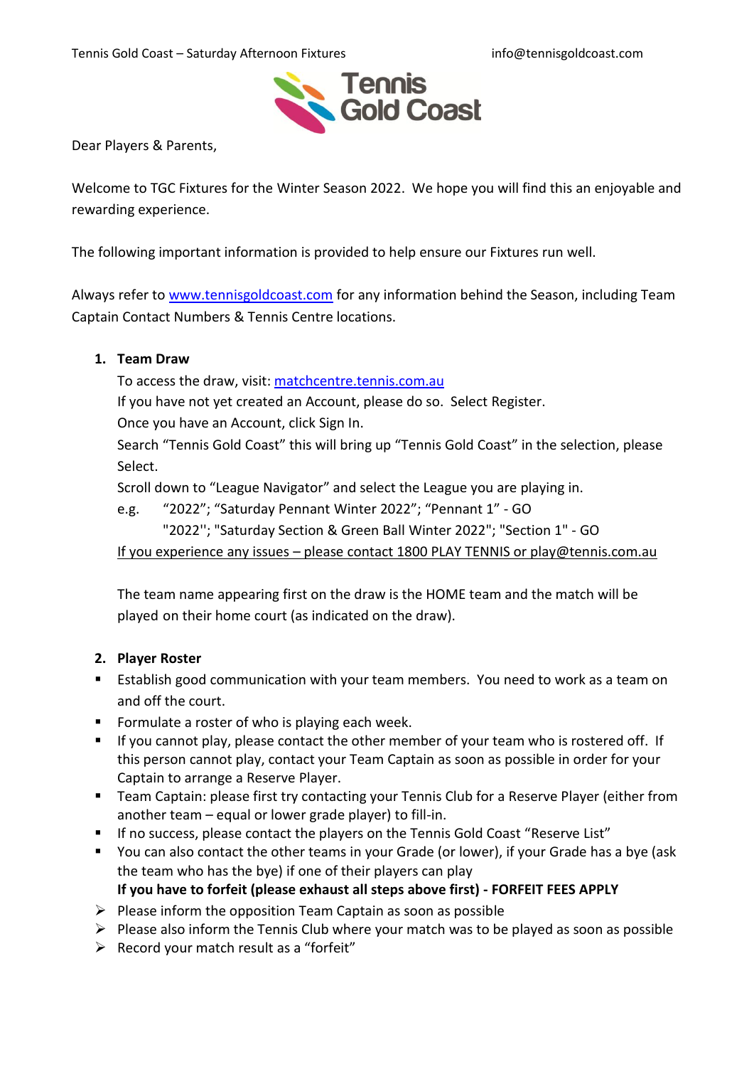Dear Players & Parents,

Welcome to TGC Fixtures for the Winter Season 2022. We hope you will find this an enjoyable and rewarding experience.

The following important information is provided to help ensure our Fixtures run well.

Always refer to [www.tennisgoldcoast.com](www.tennisgoldcoast.com) for any information behind the Season, including Team Captain Contact Numbers & Tennis Centre locations.

1. **Team Draw**

   To access the draw, visit: [matchcentre.tennis.com.au](matchcentre.tennis.com.au)

   If you have not yet created an Account, please do so. Select Register.

   Once you have an Account, click Sign In.

   Search "Tennis Gold Coast" this will bring up "Tennis Gold Coast" in the selection, please Select.

   Scroll down to "League Navigator" and select the League you are playing in.

   e.g. "2022"; "Saturday Pennant Winter 2022"; "Pennant 1" - GO

   "2022"; "Saturday Section & Green Ball Winter 2022"; "Section 1" - GO

   If you experience any issues – please contact 1800 PLAY TENNIS or play@tennis.com.au

   The team name appearing first on the draw is the HOME team and the match will be played on their home court (as indicated on the draw).

2. **Player Roster**

- Establish good communication with your team members. You need to work as a team on and off the court.
- Formulate a roster of who is playing each week.
- If you cannot play, please contact the other member of your team who is rostered off. If this person cannot play, contact your Team Captain as soon as possible in order for your Captain to arrange a Reserve Player.
- Team Captain: please first try contacting your Tennis Club for a Reserve Player (either from another team – equal or lower grade player) to fill-in.
- If no success, please contact the players on the Tennis Gold Coast "Reserve List"
- You can also contact the other teams in your Grade (or lower), if your Grade has a bye (ask the team who has the bye) if one of their players can play

**If you have to forfeit (please exhaust all steps above first) - FORFEIT FEES APPLY**

- Please inform the opposition Team Captain as soon as possible
- Please also inform the Tennis Club where your match was to be played as soon as possible
- Record your match result as a "forfeit"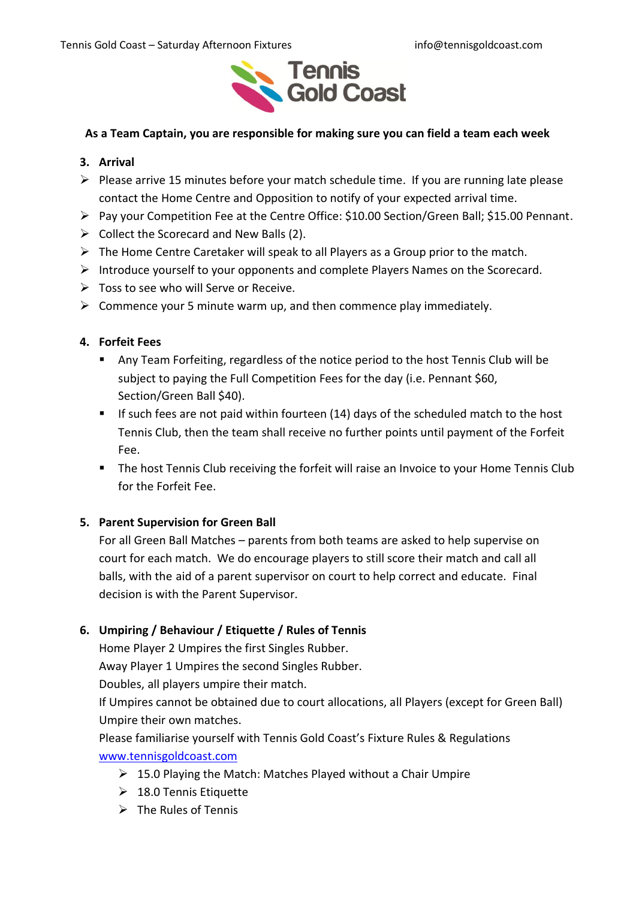**As a Team Captain, you are responsible for making sure you can field a team each week**

## 3. Arrival

- Please arrive 15 minutes before your match schedule time. If you are running late please contact the Home Centre and Opposition to notify of your expected arrival time.
- Pay your Competition Fee at the Centre Office: $10.00 Section/Green Ball; $15.00 Pennant.
- Collect the Scorecard and New Balls (2).
- The Home Centre Caretaker will speak to all Players as a Group prior to the match.
- Introduce yourself to your opponents and complete Players Names on the Scorecard.
- Toss to see who will Serve or Receive.
- Commence your 5 minute warm up, and then commence play immediately.

## 4. Forfeit Fees

- Any Team Forfeiting, regardless of the notice period to the host Tennis Club will be subject to paying the Full Competition Fees for the day (i.e. Pennant $60, Section/Green Ball $40).
- If such fees are not paid within fourteen (14) days of the scheduled match to the host Tennis Club, then the team shall receive no further points until payment of the Forfeit Fee.
- The host Tennis Club receiving the forfeit will raise an Invoice to your Home Tennis Club for the Forfeit Fee.

## 5. Parent Supervision for Green Ball

For all Green Ball Matches – parents from both teams are asked to help supervise on court for each match. We do encourage players to still score their match and call all balls, with the aid of a parent supervisor on court to help correct and educate. Final decision is with the Parent Supervisor.

## 6. Umpiring / Behaviour / Etiquette / Rules of Tennis

Home Player 2 Umpires the first Singles Rubber.
Away Player 1 Umpires the second Singles Rubber.
Doubles, all players umpire their match.
If Umpires cannot be obtained due to court allocations, all Players (except for Green Ball) Umpire their own matches.
Please familiarise yourself with Tennis Gold Coast's Fixture Rules & Regulations
www.tennisgoldcoast.com

- 15.0 Playing the Match: Matches Played without a Chair Umpire
- 18.0 Tennis Etiquette
- The Rules of Tennis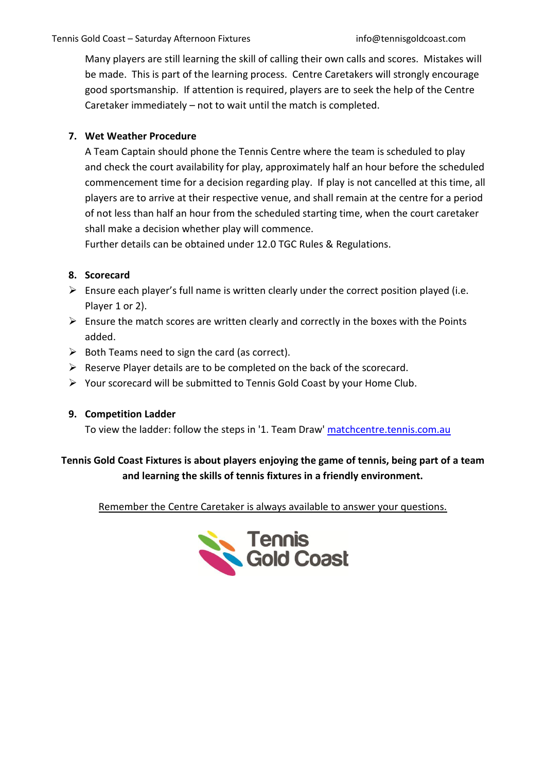Many players are still learning the skill of calling their own calls and scores. Mistakes will be made. This is part of the learning process. Centre Caretakers will strongly encourage good sportsmanship. If attention is required, players are to seek the help of the Centre Caretaker immediately – not to wait until the match is completed.

## 7. Wet Weather Procedure

A Team Captain should phone the Tennis Centre where the team is scheduled to play and check the court availability for play, approximately half an hour before the scheduled commencement time for a decision regarding play. If play is not cancelled at this time, all players are to arrive at their respective venue, and shall remain at the centre for a period of not less than half an hour from the scheduled starting time, when the court caretaker shall make a decision whether play will commence.

Further details can be obtained under 12.0 TGC Rules & Regulations.

## 8. Scorecard

- Ensure each player's full name is written clearly under the correct position played (i.e. Player 1 or 2).
- Ensure the match scores are written clearly and correctly in the boxes with the Points added.
- Both Teams need to sign the card (as correct).
- Reserve Player details are to be completed on the back of the scorecard.
- Your scorecard will be submitted to Tennis Gold Coast by your Home Club.

## 9. Competition Ladder

To view the ladder: follow the steps in '1. Team Draw' [matchcentre.tennis.com.au](matchcentre.tennis.com.au)

**Tennis Gold Coast Fixtures is about players enjoying the game of tennis, being part of a team and learning the skills of tennis fixtures in a friendly environment.**

Remember the Centre Caretaker is always available to answer your questions.

Tennis Gold Coast